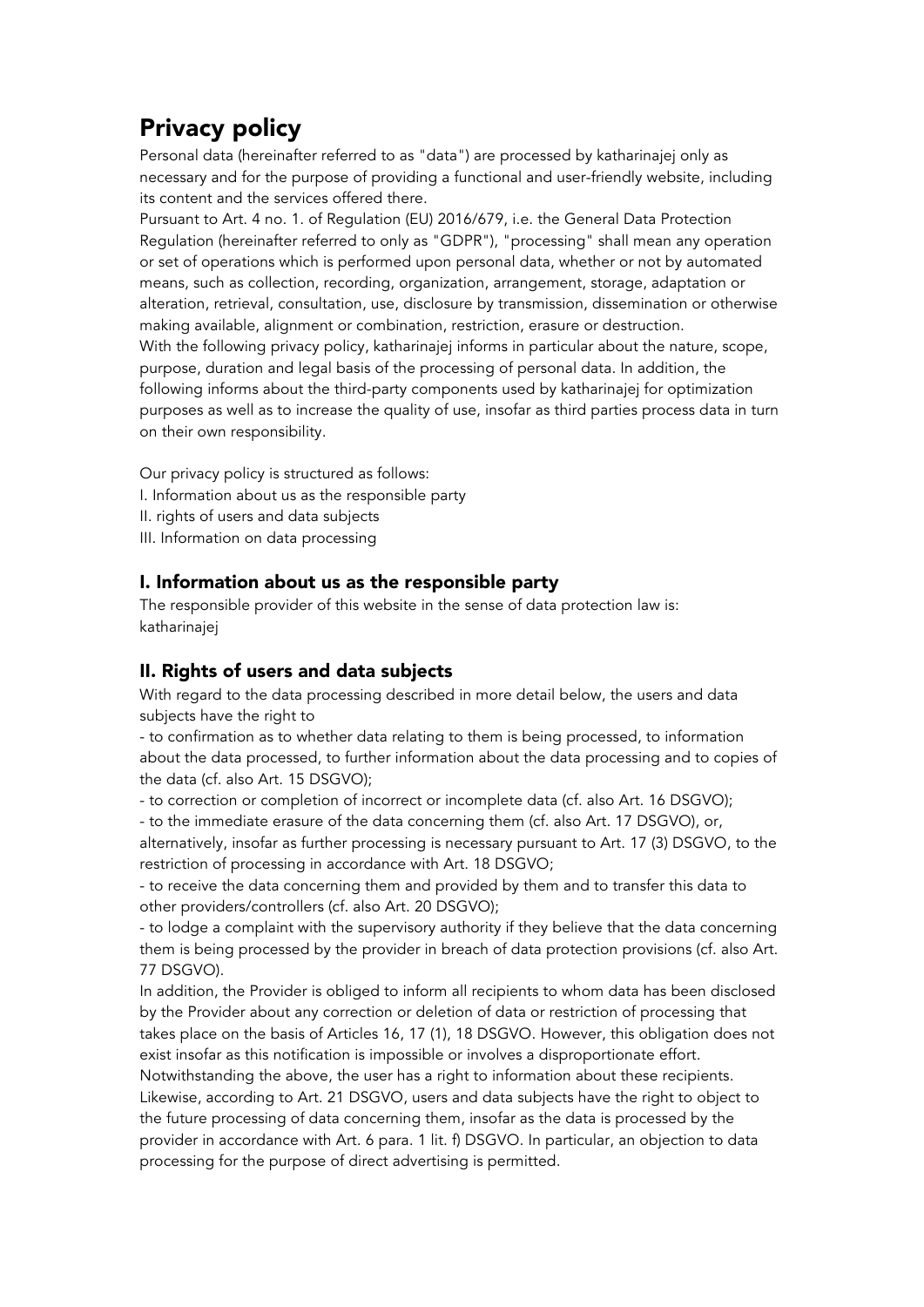# Privacy policy

Personal data (hereinafter referred to as "data") are processed by katharinajej only as necessary and for the purpose of providing a functional and user-friendly website, including its content and the services offered there.

Pursuant to Art. 4 no. 1. of Regulation (EU) 2016/679, i.e. the General Data Protection Regulation (hereinafter referred to only as "GDPR"), "processing" shall mean any operation or set of operations which is performed upon personal data, whether or not by automated means, such as collection, recording, organization, arrangement, storage, adaptation or alteration, retrieval, consultation, use, disclosure by transmission, dissemination or otherwise making available, alignment or combination, restriction, erasure or destruction.

With the following privacy policy, katharinajej informs in particular about the nature, scope, purpose, duration and legal basis of the processing of personal data. In addition, the following informs about the third-party components used by katharinajej for optimization purposes as well as to increase the quality of use, insofar as third parties process data in turn on their own responsibility.

Our privacy policy is structured as follows:
I. Information about us as the responsible party
II. rights of users and data subjects
III. Information on data processing

## I. Information about us as the responsible party

The responsible provider of this website in the sense of data protection law is:
katharinajej

## II. Rights of users and data subjects

With regard to the data processing described in more detail below, the users and data subjects have the right to

- to confirmation as to whether data relating to them is being processed, to information about the data processed, to further information about the data processing and to copies of the data (cf. also Art. 15 DSGVO);
- to correction or completion of incorrect or incomplete data (cf. also Art. 16 DSGVO);
- to the immediate erasure of the data concerning them (cf. also Art. 17 DSGVO), or, alternatively, insofar as further processing is necessary pursuant to Art. 17 (3) DSGVO, to the restriction of processing in accordance with Art. 18 DSGVO;
- to receive the data concerning them and provided by them and to transfer this data to other providers/controllers (cf. also Art. 20 DSGVO);
- to lodge a complaint with the supervisory authority if they believe that the data concerning them is being processed by the provider in breach of data protection provisions (cf. also Art. 77 DSGVO).

In addition, the Provider is obliged to inform all recipients to whom data has been disclosed by the Provider about any correction or deletion of data or restriction of processing that takes place on the basis of Articles 16, 17 (1), 18 DSGVO. However, this obligation does not exist insofar as this notification is impossible or involves a disproportionate effort. Notwithstanding the above, the user has a right to information about these recipients.

Likewise, according to Art. 21 DSGVO, users and data subjects have the right to object to the future processing of data concerning them, insofar as the data is processed by the provider in accordance with Art. 6 para. 1 lit. f) DSGVO. In particular, an objection to data processing for the purpose of direct advertising is permitted.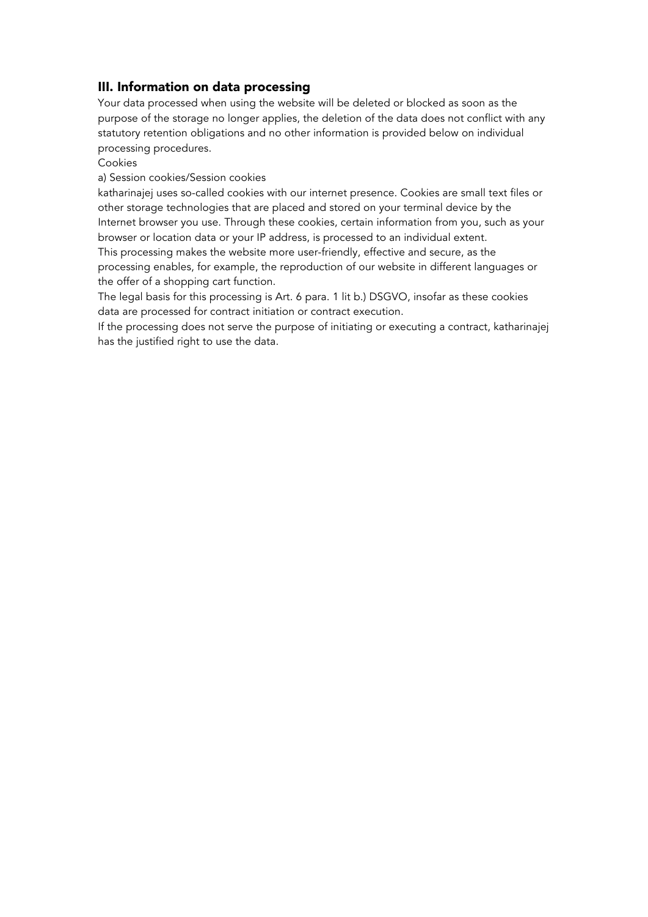## III. Information on data processing

Your data processed when using the website will be deleted or blocked as soon as the purpose of the storage no longer applies, the deletion of the data does not conflict with any statutory retention obligations and no other information is provided below on individual processing procedures.

Cookies

a) Session cookies/Session cookies

katharinajej uses so-called cookies with our internet presence. Cookies are small text files or other storage technologies that are placed and stored on your terminal device by the Internet browser you use. Through these cookies, certain information from you, such as your browser or location data or your IP address, is processed to an individual extent.

This processing makes the website more user-friendly, effective and secure, as the processing enables, for example, the reproduction of our website in different languages or the offer of a shopping cart function.

The legal basis for this processing is Art. 6 para. 1 lit b.) DSGVO, insofar as these cookies data are processed for contract initiation or contract execution.

If the processing does not serve the purpose of initiating or executing a contract, katharinajej has the justified right to use the data.